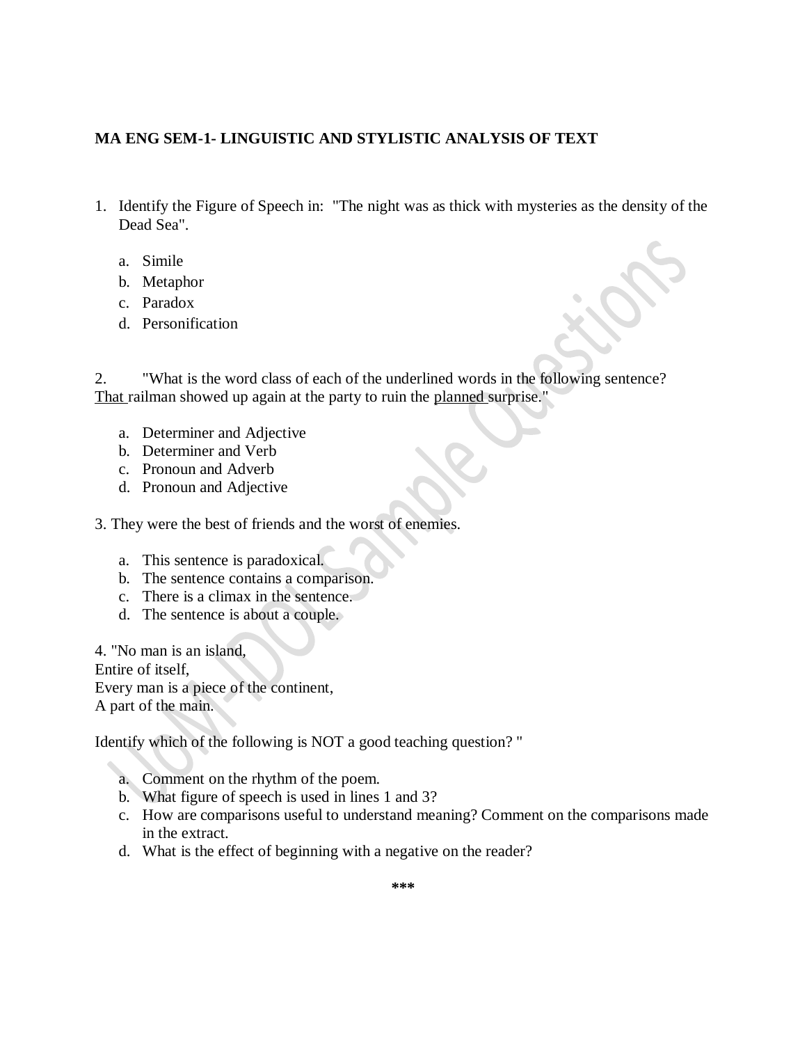**MA ENG SEM-1- LINGUISTIC AND STYLISTIC ANALYSIS OF TEXT**

1. Identify the Figure of Speech in: "The night was as thick with mysteries as the density of the Dead Sea".

   a. Simile
   b. Metaphor
   c. Paradox
   d. Personification

2. "What is the word class of each of the underlined words in the following sentence? <u>That</u> railman showed up again at the party to ruin the <u>planned</u> surprise."

   a. Determiner and Adjective
   b. Determiner and Verb
   c. Pronoun and Adverb
   d. Pronoun and Adjective

3. They were the best of friends and the worst of enemies.

   a. This sentence is paradoxical.
   b. The sentence contains a comparison.
   c. There is a climax in the sentence.
   d. The sentence is about a couple.

4. "No man is an island,
Entire of itself,
Every man is a piece of the continent,
A part of the main.

Identify which of the following is NOT a good teaching question? "

   a. Comment on the rhythm of the poem.
   b. What figure of speech is used in lines 1 and 3?
   c. How are comparisons useful to understand meaning? Comment on the comparisons made in the extract.
   d. What is the effect of beginning with a negative on the reader?

***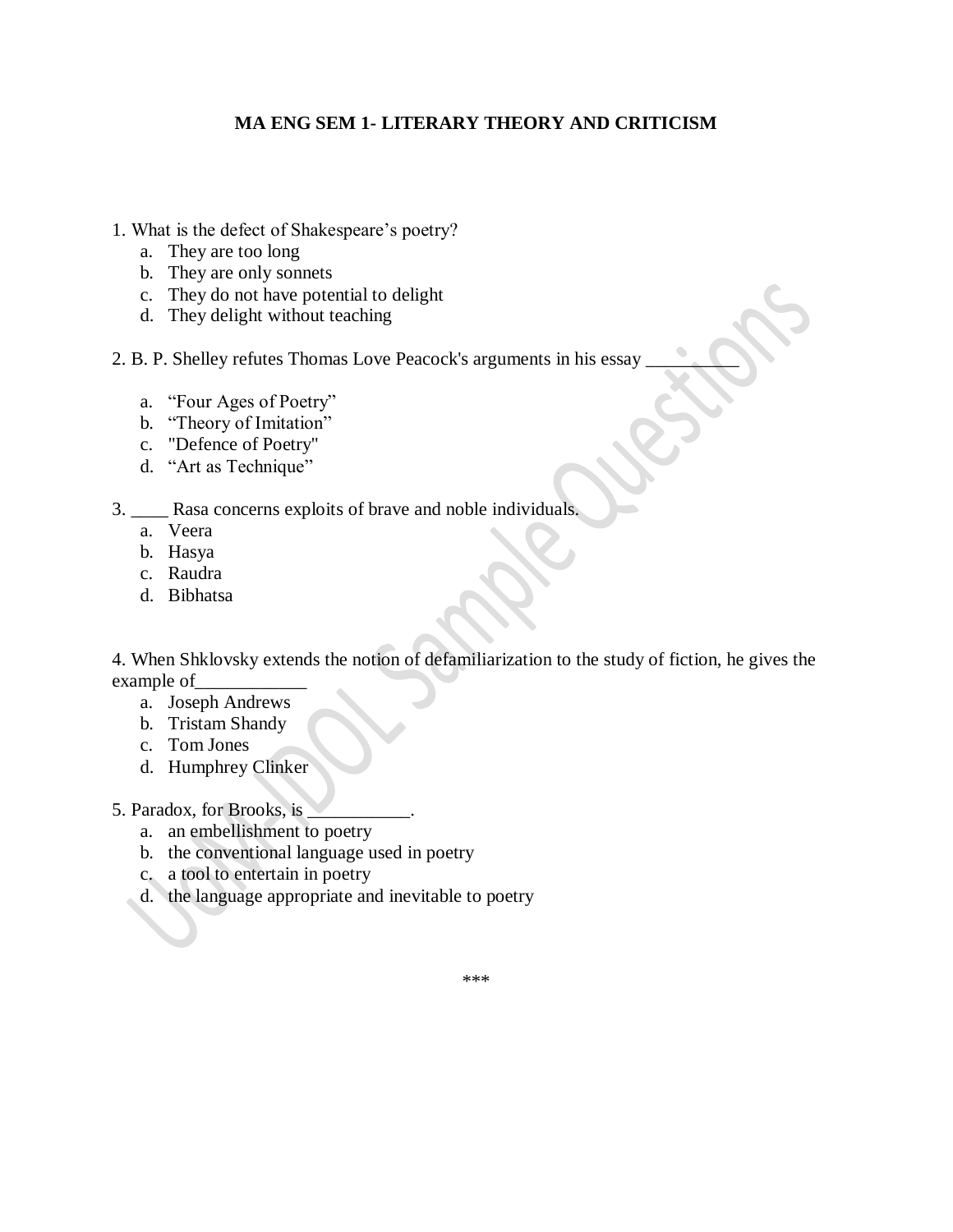**MA ENG SEM 1- LITERARY THEORY AND CRITICISM**

1. What is the defect of Shakespeare's poetry?
   a. They are too long
   b. They are only sonnets
   c. They do not have potential to delight
   d. They delight without teaching

2. B. P. Shelley refutes Thomas Love Peacock's arguments in his essay __________
   a. "Four Ages of Poetry"
   b. "Theory of Imitation"
   c. "Defence of Poetry"
   d. "Art as Technique"

3. ____ Rasa concerns exploits of brave and noble individuals.
   a. Veera
   b. Hasya
   c. Raudra
   d. Bibhatsa

4. When Shklovsky extends the notion of defamiliarization to the study of fiction, he gives the example of____________
   a. Joseph Andrews
   b. Tristam Shandy
   c. Tom Jones
   d. Humphrey Clinker

5. Paradox, for Brooks, is ___________.
   a. an embellishment to poetry
   b. the conventional language used in poetry
   c. a tool to entertain in poetry
   d. the language appropriate and inevitable to poetry

***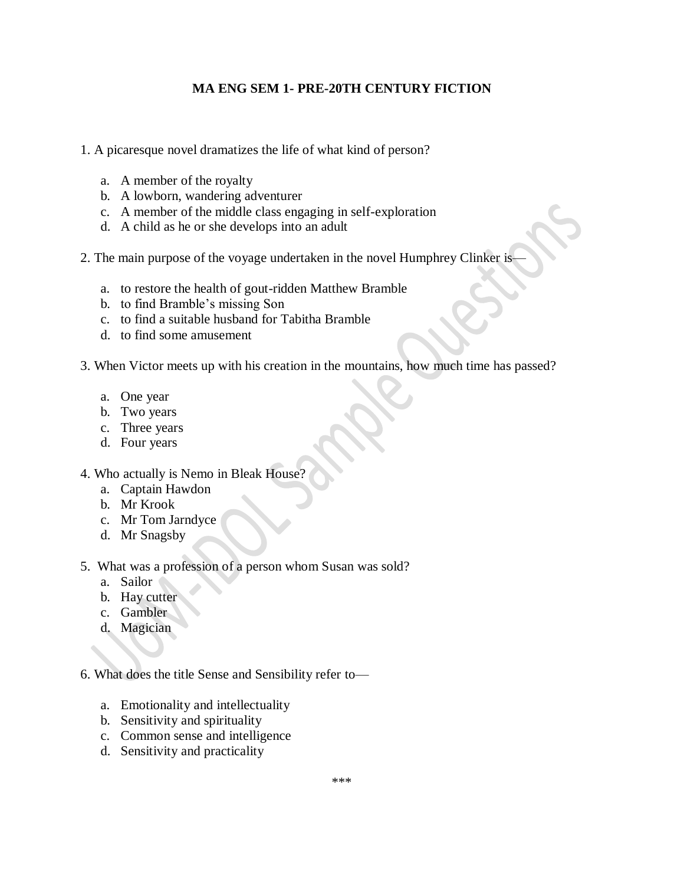**MA ENG SEM 1- PRE-20TH CENTURY FICTION**

1. A picaresque novel dramatizes the life of what kind of person?

   a. A member of the royalty
   b. A lowborn, wandering adventurer
   c. A member of the middle class engaging in self-exploration
   d. A child as he or she develops into an adult

2. The main purpose of the voyage undertaken in the novel Humphrey Clinker is—

   a. to restore the health of gout-ridden Matthew Bramble
   b. to find Bramble's missing Son
   c. to find a suitable husband for Tabitha Bramble
   d. to find some amusement

3. When Victor meets up with his creation in the mountains, how much time has passed?

   a. One year
   b. Two years
   c. Three years
   d. Four years

4. Who actually is Nemo in Bleak House?

   a. Captain Hawdon
   b. Mr Krook
   c. Mr Tom Jarndyce
   d. Mr Snagsby

5. What was a profession of a person whom Susan was sold?

   a. Sailor
   b. Hay cutter
   c. Gambler
   d. Magician

6. What does the title Sense and Sensibility refer to—

   a. Emotionality and intellectuality
   b. Sensitivity and spirituality
   c. Common sense and intelligence
   d. Sensitivity and practicality

***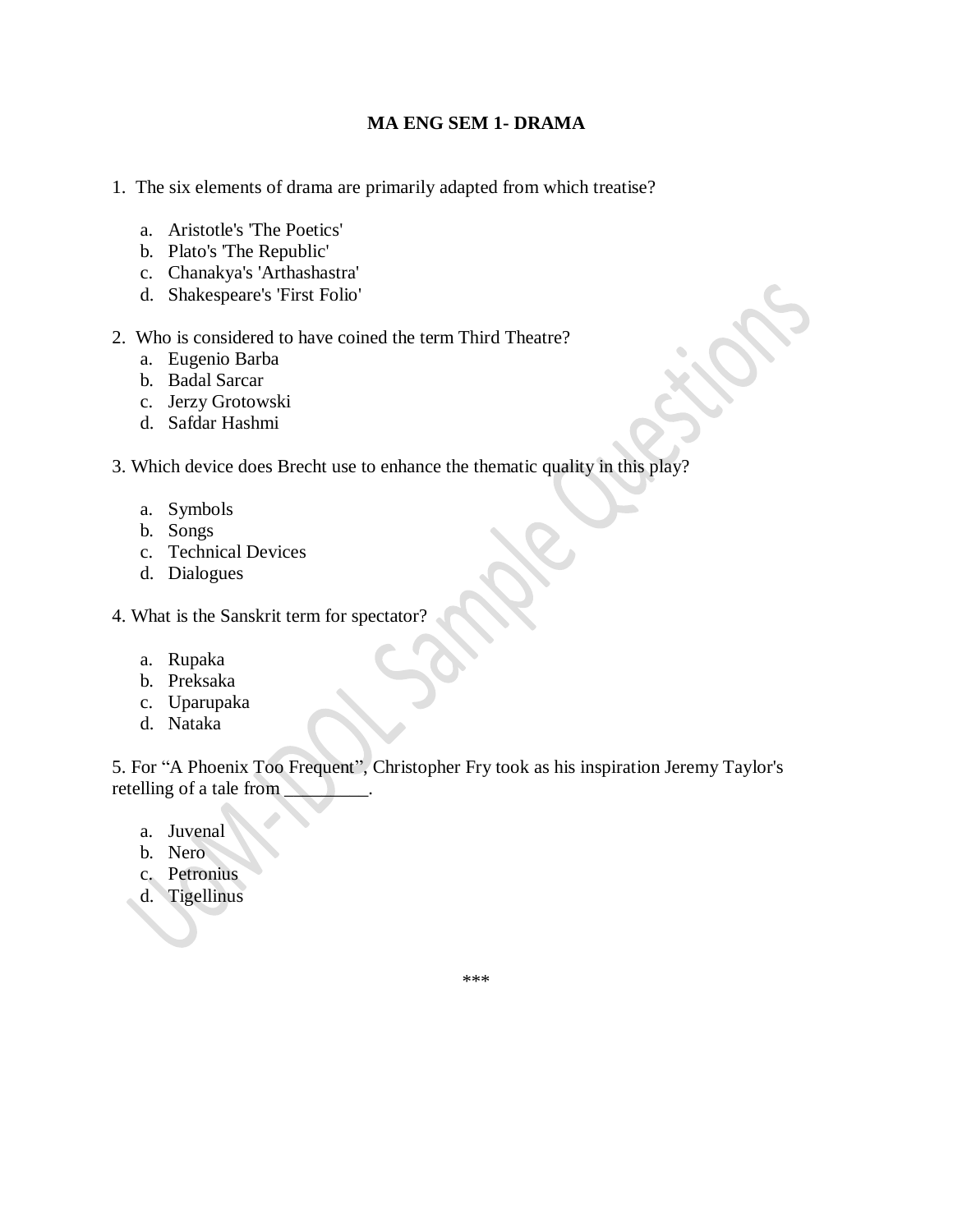**MA ENG SEM 1- DRAMA**

1. The six elements of drama are primarily adapted from which treatise?

   a. Aristotle's 'The Poetics'
   b. Plato's 'The Republic'
   c. Chanakya's 'Arthashastra'
   d. Shakespeare's 'First Folio'

2. Who is considered to have coined the term Third Theatre?
   a. Eugenio Barba
   b. Badal Sarcar
   c. Jerzy Grotowski
   d. Safdar Hashmi

3. Which device does Brecht use to enhance the thematic quality in this play?

   a. Symbols
   b. Songs
   c. Technical Devices
   d. Dialogues

4. What is the Sanskrit term for spectator?

   a. Rupaka
   b. Preksaka
   c. Uparupaka
   d. Nataka

5. For "A Phoenix Too Frequent", Christopher Fry took as his inspiration Jeremy Taylor's retelling of a tale from _________.

   a. Juvenal
   b. Nero
   c. Petronius
   d. Tigellinus

***